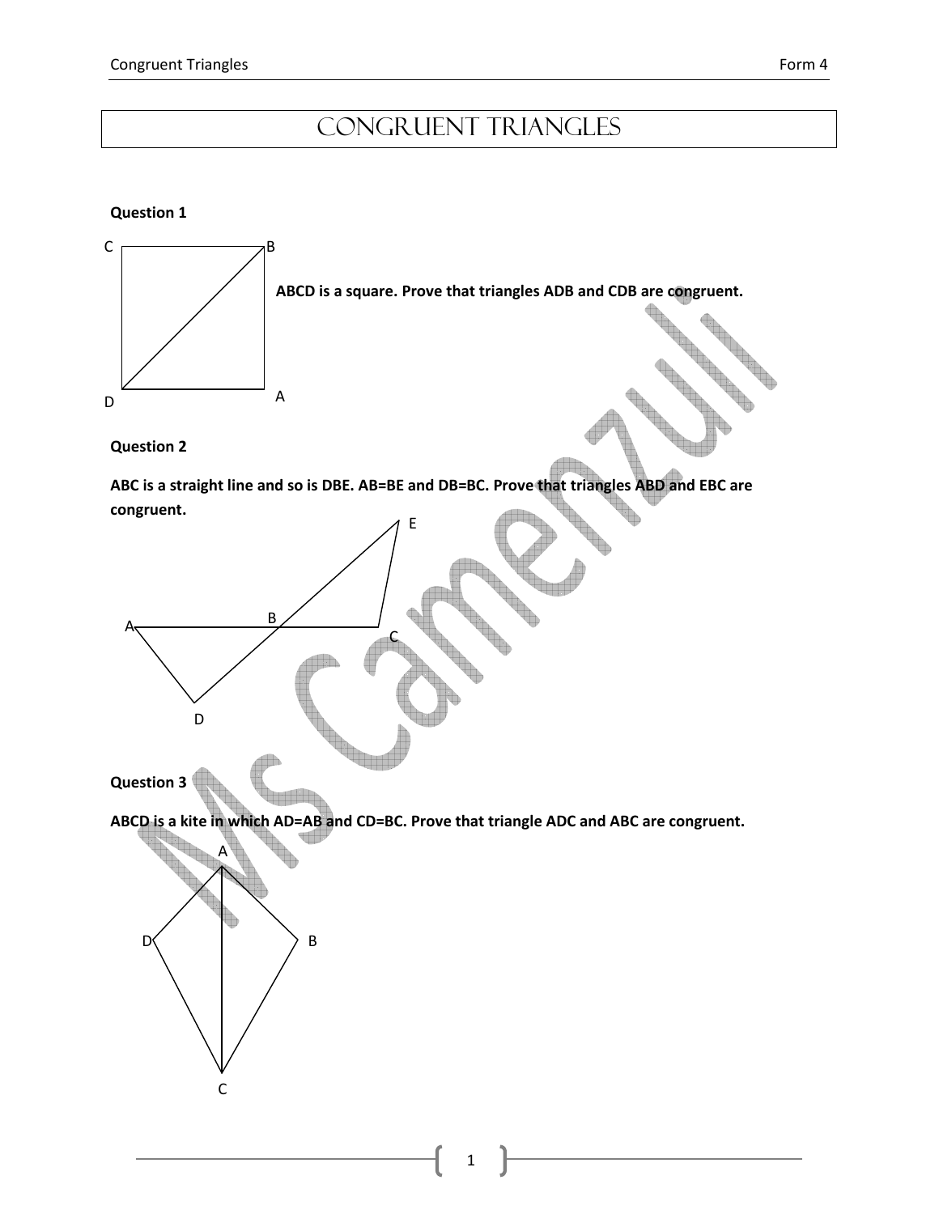# Congruent Triangles

**Question 1**

**ABCD is a square. Prove that triangles ADB and CDB are congruent.**

**Question 2**

**ABC is a straight line and so is DBE. AB=BE and DB=BC. Prove that triangles ABD and EBC are congruent.**

**Question 3**

**ABCD is a kite in which AD=AB and CD=BC. Prove that triangle ADC and ABC are congruent.**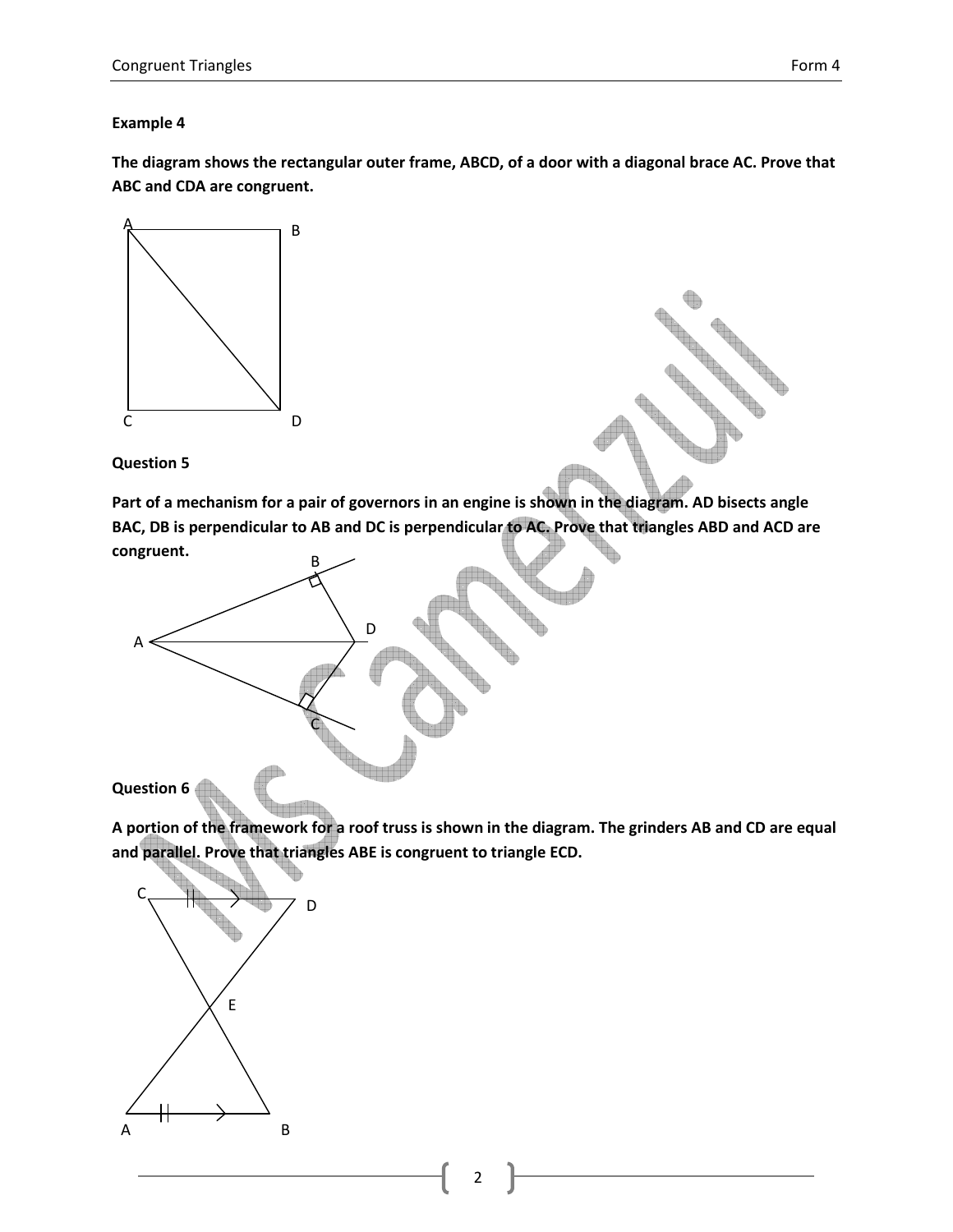**Example 4**

**The diagram shows the rectangular outer frame, ABCD, of a door with a diagonal brace AC. Prove that ABC and CDA are congruent.**

**Question 5**

**Part of a mechanism for a pair of governors in an engine is shown in the diagram. AD bisects angle BAC, DB is perpendicular to AB and DC is perpendicular to AC. Prove that triangles ABD and ACD are congruent.**

**Question 6**

**A portion of the framework for a roof truss is shown in the diagram. The grinders AB and CD are equal and parallel. Prove that triangles ABE is congruent to triangle ECD.**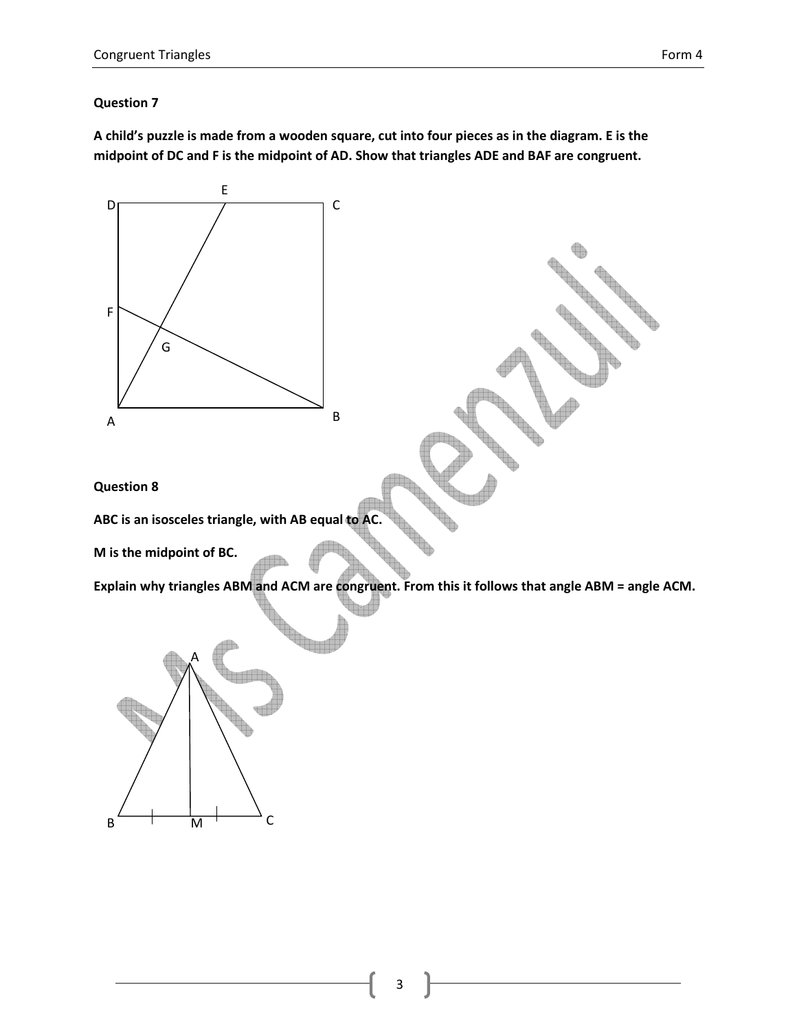**Question 7**

**A child's puzzle is made from a wooden square, cut into four pieces as in the diagram. E is the midpoint of DC and F is the midpoint of AD. Show that triangles ADE and BAF are congruent.**

**Question 8**

**ABC is an isosceles triangle, with AB equal to AC.**

**M is the midpoint of BC.**

**Explain why triangles ABM and ACM are congruent. From this it follows that angle ABM = angle ACM.**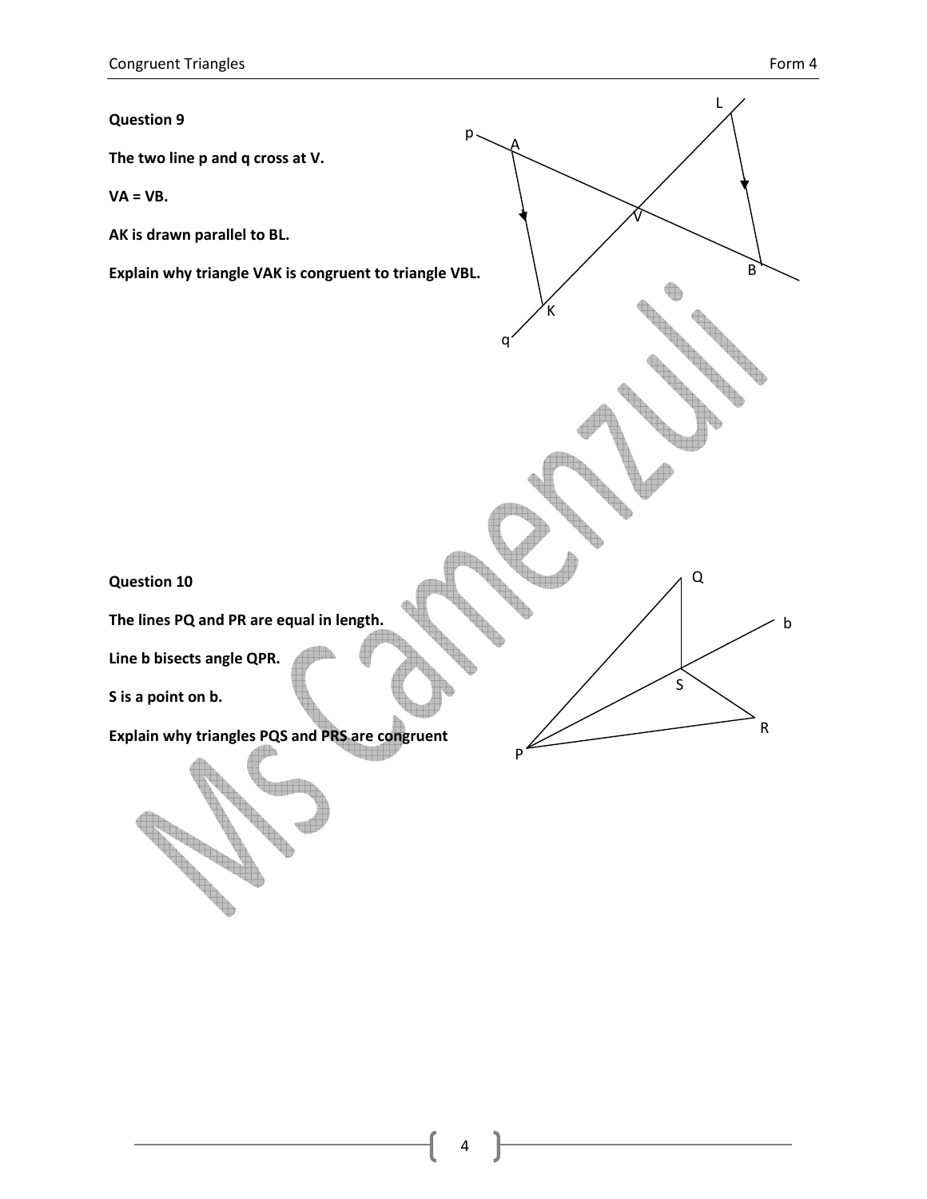**Question 9**

**The two line p and q cross at V.**

**VA = VB.**

**AK is drawn parallel to BL.**

**Explain why triangle VAK is congruent to triangle VBL.**

**Question 10**

**The lines PQ and PR are equal in length.**

**Line b bisects angle QPR.**

**S is a point on b.**

**Explain why triangles PQS and PRS are congruent**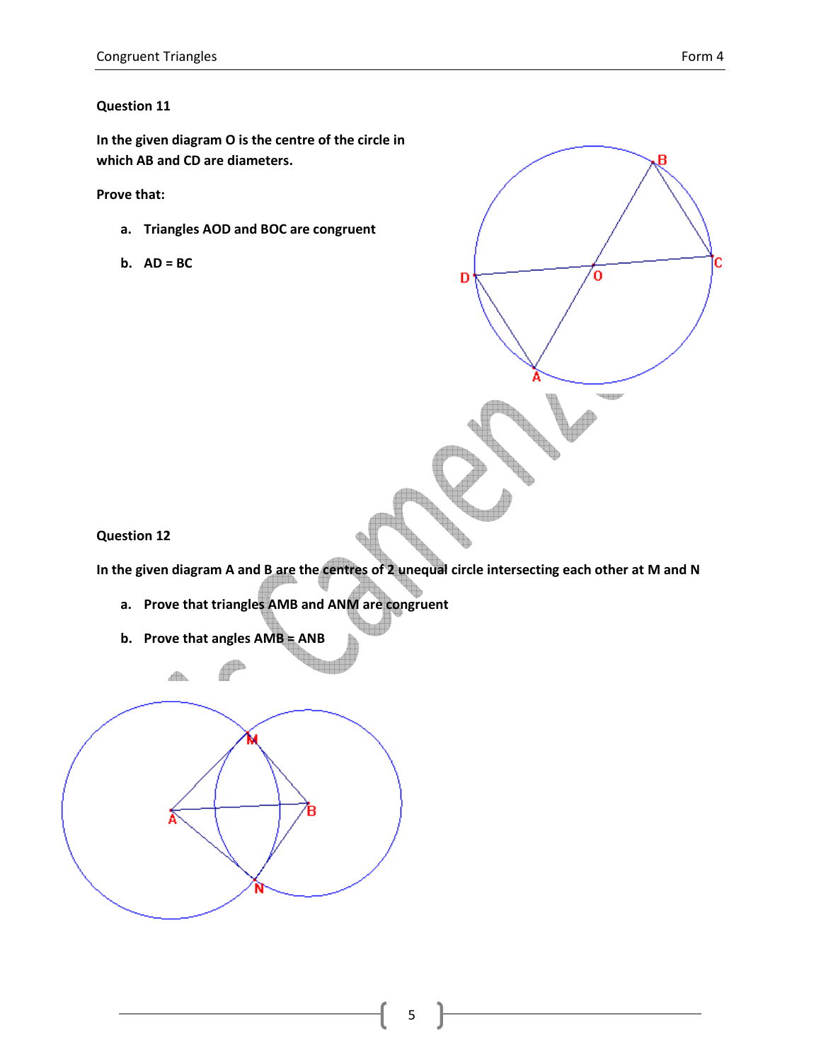**Question 11**

**In the given diagram O is the centre of the circle in which AB and CD are diameters.**

**Prove that:**

a. **Triangles AOD and BOC are congruent**

b. **AD = BC**

**Question 12**

**In the given diagram A and B are the centres of 2 unequal circle intersecting each other at M and N**

a. **Prove that triangles AMB and ANM are congruent**

b. **Prove that angles AMB = ANB**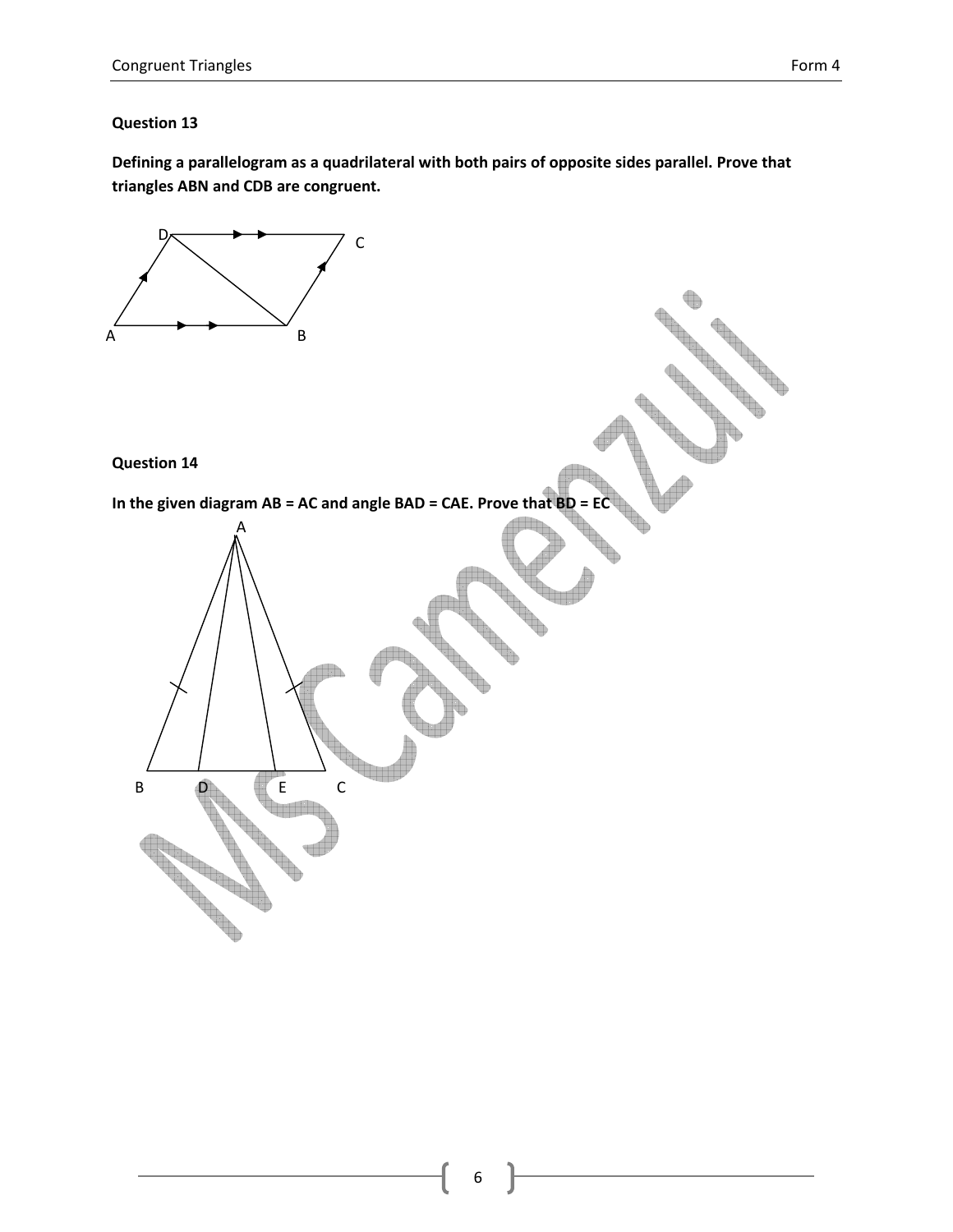**Question 13**

**Defining a parallelogram as a quadrilateral with both pairs of opposite sides parallel. Prove that triangles ABN and CDB are congruent.**

**Question 14**

**In the given diagram AB = AC and angle BAD = CAE. Prove that BD = EC**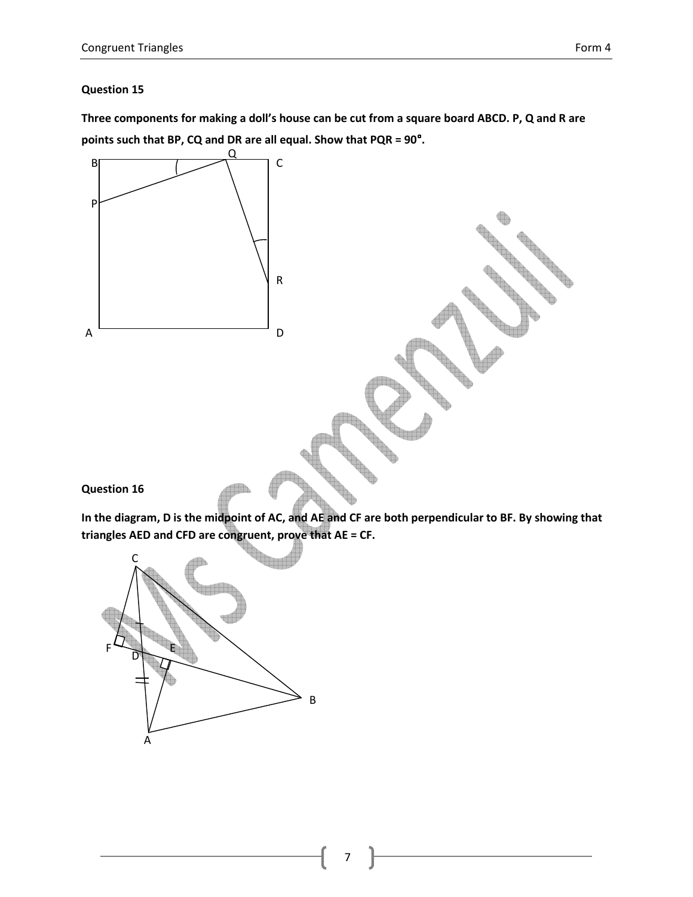**Question 15**

**Three components for making a doll's house can be cut from a square board ABCD. P, Q and R are points such that BP, CQ and DR are all equal. Show that PQR = 90°.**

**Question 16**

**In the diagram, D is the midpoint of AC, and AE and CF are both perpendicular to BF. By showing that triangles AED and CFD are congruent, prove that AE = CF.**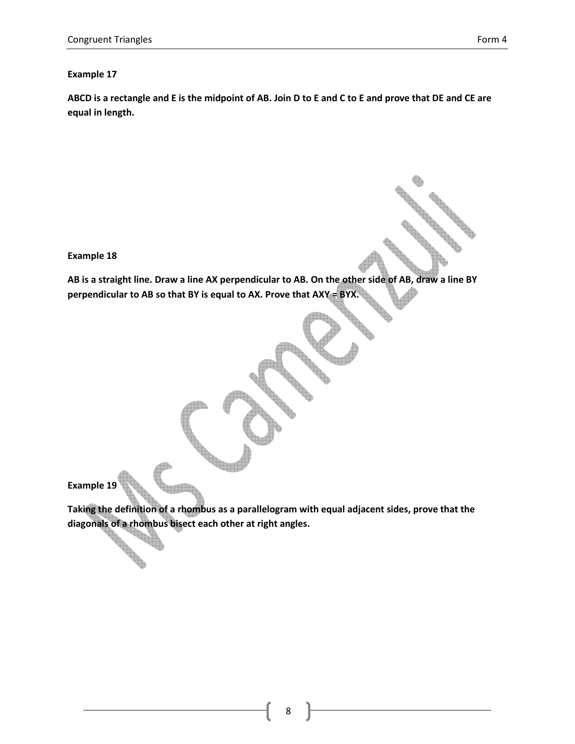**Example 17**

**ABCD is a rectangle and E is the midpoint of AB. Join D to E and C to E and prove that DE and CE are equal in length.**

**Example 18**

**AB is a straight line. Draw a line AX perpendicular to AB. On the other side of AB, draw a line BY perpendicular to AB so that BY is equal to AX. Prove that AXY = BYX.**

**Example 19**

**Taking the definition of a rhombus as a parallelogram with equal adjacent sides, prove that the diagonals of a rhombus bisect each other at right angles.**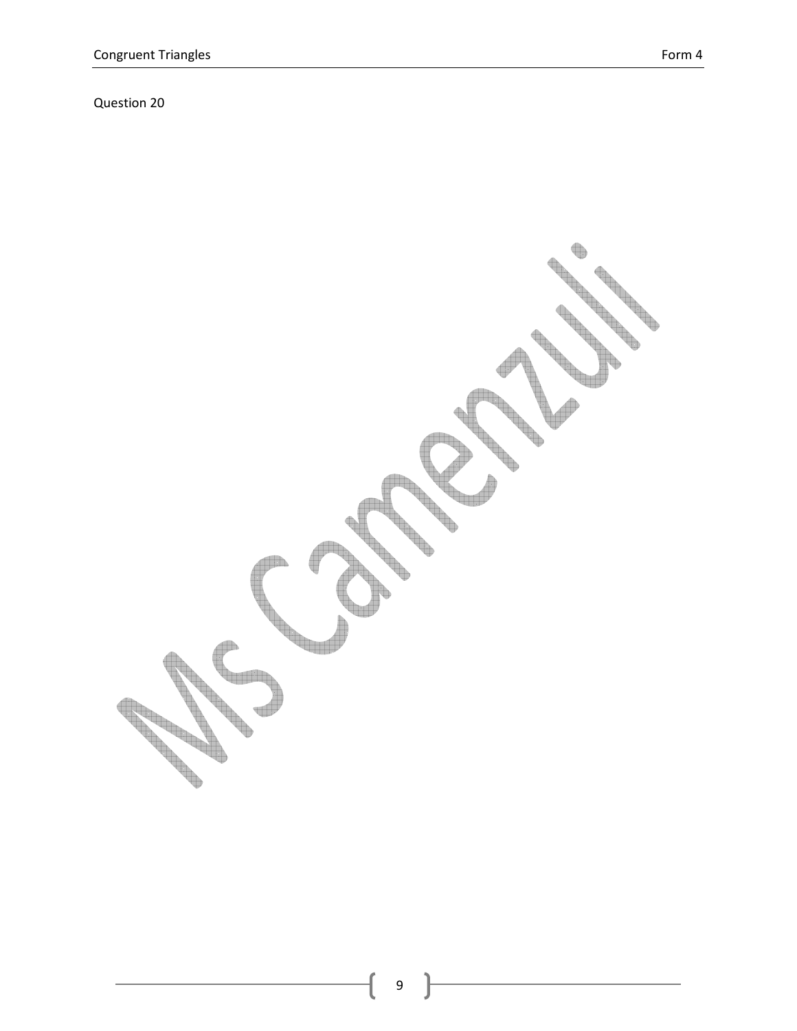Question 20